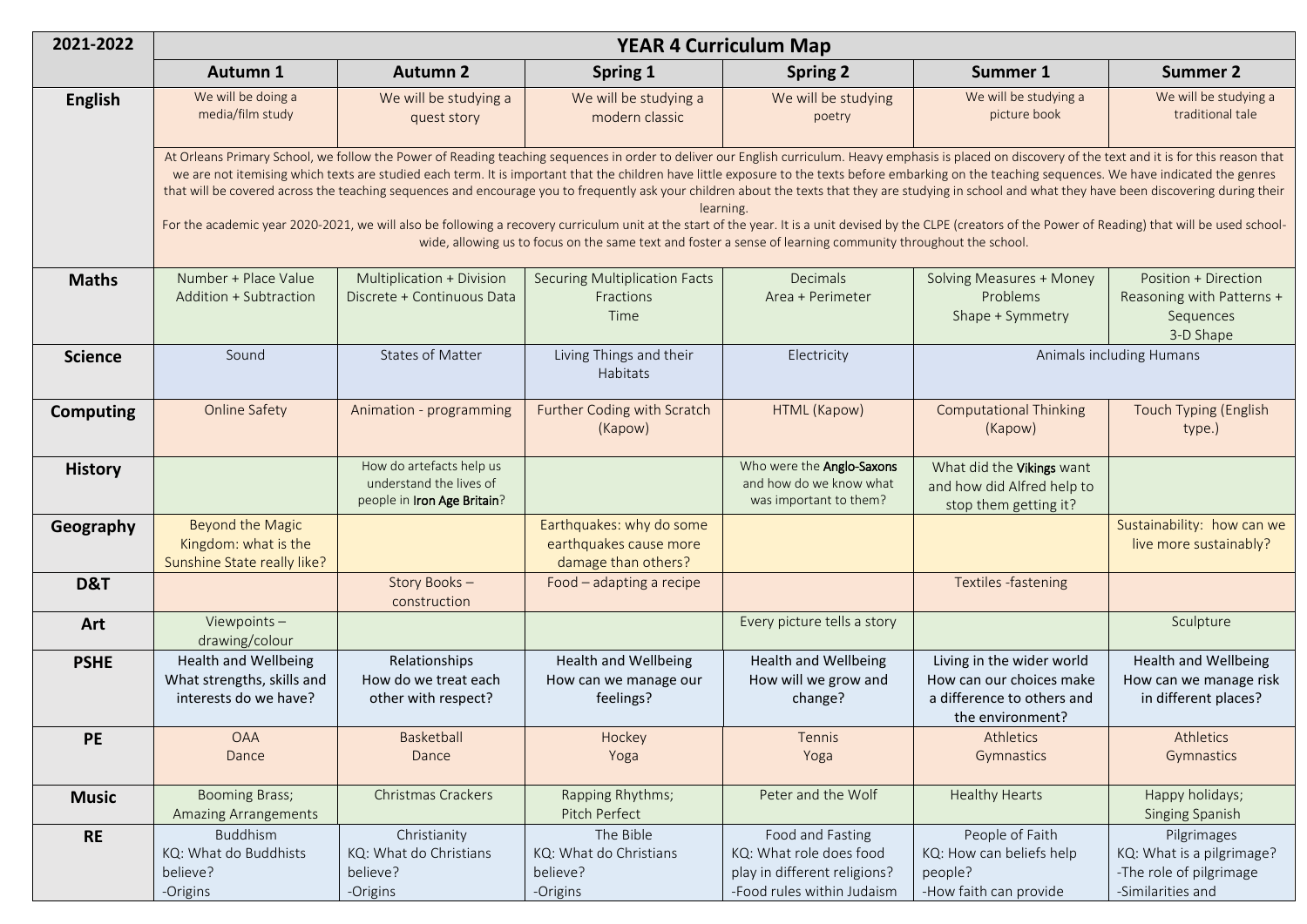| 2021-2022 | YEAR 4 Curriculum Map | | | | | |
|---|---|---|---|---|---|---|
| | **Autumn 1** | **Autumn 2** | **Spring 1** | **Spring 2** | **Summer 1** | **Summer 2** |
| **English** | We will be doing a media/film study | We will be studying a quest story | We will be studying a modern classic | We will be studying poetry | We will be studying a picture book | We will be studying a traditional tale |
| | At Orleans Primary School, we follow the Power of Reading teaching sequences in order to deliver our English curriculum. Heavy emphasis is placed on discovery of the text and it is for this reason that we are not itemising which texts are studied each term. It is important that the children have little exposure to the texts before embarking on the teaching sequences. We have indicated the genres that will be covered across the teaching sequences and encourage you to frequently ask your children about the texts that they are studying in school and what they have been discovering during their learning.<br>For the academic year 2020-2021, we will also be following a recovery curriculum unit at the start of the year. It is a unit devised by the CLPE (creators of the Power of Reading) that will be used school-wide, allowing us to focus on the same text and foster a sense of learning community throughout the school. | | | | | |
| **Maths** | Number + Place Value<br>Addition + Subtraction | Multiplication + Division<br>Discrete + Continuous Data | Securing Multiplication Facts<br>Fractions<br>Time | Decimals<br>Area + Perimeter | Solving Measures + Money Problems<br>Shape + Symmetry | Position + Direction<br>Reasoning with Patterns + Sequences<br>3-D Shape |
| **Science** | Sound | States of Matter | Living Things and their Habitats | Electricity | Animals including Humans | |
| **Computing** | Online Safety | Animation - programming | Further Coding with Scratch (Kapow) | HTML (Kapow) | Computational Thinking (Kapow) | Touch Typing (English type.) |
| **History** | | How do artefacts help us understand the lives of people in **Iron Age Britain**? | | Who were the **Anglo-Saxons** and how do we know what was important to them? | What did the **Vikings** want and how did Alfred help to stop them getting it? | |
| **Geography** | Beyond the Magic Kingdom: what is the Sunshine State really like? | | Earthquakes: why do some earthquakes cause more damage than others? | | | Sustainability: how can we live more sustainably? |
| **D&T** | | Story Books – construction | Food – adapting a recipe | | Textiles -fastening | |
| **Art** | Viewpoints – drawing/colour | | | Every picture tells a story | | Sculpture |
| **PSHE** | Health and Wellbeing<br>What strengths, skills and interests do we have? | Relationships<br>How do we treat each other with respect? | Health and Wellbeing<br>How can we manage our feelings? | Health and Wellbeing<br>How will we grow and change? | Living in the wider world<br>How can our choices make a difference to others and the environment? | Health and Wellbeing<br>How can we manage risk in different places? |
| **PE** | OAA<br>Dance | Basketball<br>Dance | Hockey<br>Yoga | Tennis<br>Yoga | Athletics<br>Gymnastics | Athletics<br>Gymnastics |
| **Music** | Booming Brass;<br>Amazing Arrangements | Christmas Crackers | Rapping Rhythms;<br>Pitch Perfect | Peter and the Wolf | Healthy Hearts | Happy holidays;<br>Singing Spanish |
| **RE** | Buddhism<br>KQ: What do Buddhists believe?<br>-Origins | Christianity<br>KQ: What do Christians believe?<br>-Origins | The Bible<br>KQ: What do Christians believe?<br>-Origins | Food and Fasting<br>KQ: What role does food play in different religions?<br>-Food rules within Judaism | People of Faith<br>KQ: How can beliefs help people?<br>-How faith can provide | Pilgrimages<br>KQ: What is a pilgrimage?<br>-The role of pilgrimage<br>-Similarities and |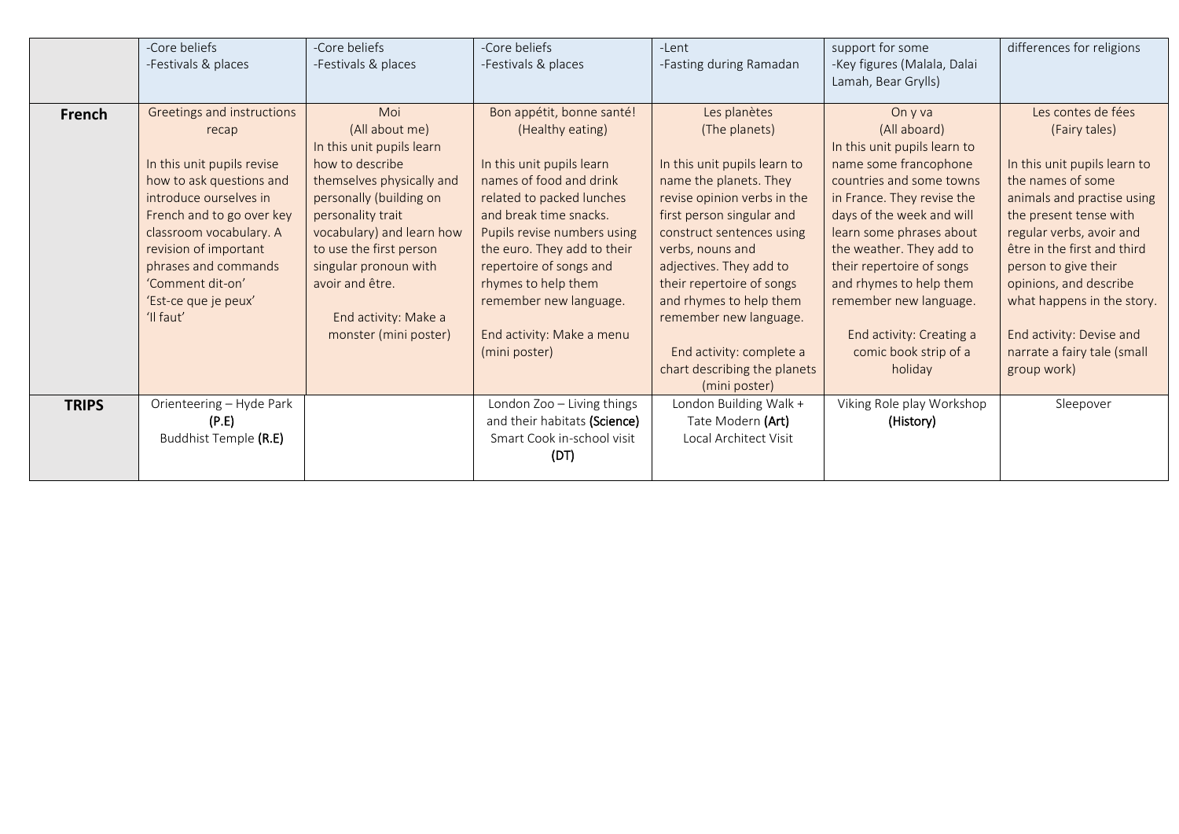| | | | | | | |
|---|---|---|---|---|---|---|
| | -Core beliefs<br>-Festivals & places | -Core beliefs<br>-Festivals & places | -Core beliefs<br>-Festivals & places | -Lent<br>-Fasting during Ramadan | support for some<br>-Key figures (Malala, Dalai Lamah, Bear Grylls) | differences for religions |
| **French** | Greetings and instructions recap<br><br>In this unit pupils revise how to ask questions and introduce ourselves in French and to go over key classroom vocabulary. A revision of important phrases and commands 'Comment dit-on' 'Est-ce que je peux' 'Il faut' | Moi<br>(All about me)<br>In this unit pupils learn how to describe themselves physically and personally (building on personality trait vocabulary) and learn how to use the first person singular pronoun with avoir and être.<br><br>End activity: Make a monster (mini poster) | Bon appétit, bonne santé!<br>(Healthy eating)<br><br>In this unit pupils learn names of food and drink related to packed lunches and break time snacks. Pupils revise numbers using the euro. They add to their repertoire of songs and rhymes to help them remember new language.<br><br>End activity: Make a menu (mini poster) | Les planètes<br>(The planets)<br><br>In this unit pupils learn to name the planets. They revise opinion verbs in the first person singular and construct sentences using verbs, nouns and adjectives. They add to their repertoire of songs and rhymes to help them remember new language.<br><br>End activity: complete a chart describing the planets (mini poster) | On y va<br>(All aboard)<br>In this unit pupils learn to name some francophone countries and some towns in France. They revise the days of the week and will learn some phrases about the weather. They add to their repertoire of songs and rhymes to help them remember new language.<br><br>End activity: Creating a comic book strip of a holiday | Les contes de fées<br>(Fairy tales)<br><br>In this unit pupils learn to the names of some animals and practise using the present tense with regular verbs, avoir and être in the first and third person to give their opinions, and describe what happens in the story.<br><br>End activity: Devise and narrate a fairy tale (small group work) |
| **TRIPS** | Orienteering – Hyde Park **(P.E)**<br>Buddhist Temple **(R.E)** | | London Zoo – Living things and their habitats **(Science)**<br>Smart Cook in-school visit **(DT)** | London Building Walk + Tate Modern **(Art)**<br>Local Architect Visit | Viking Role play Workshop **(History)** | Sleepover |